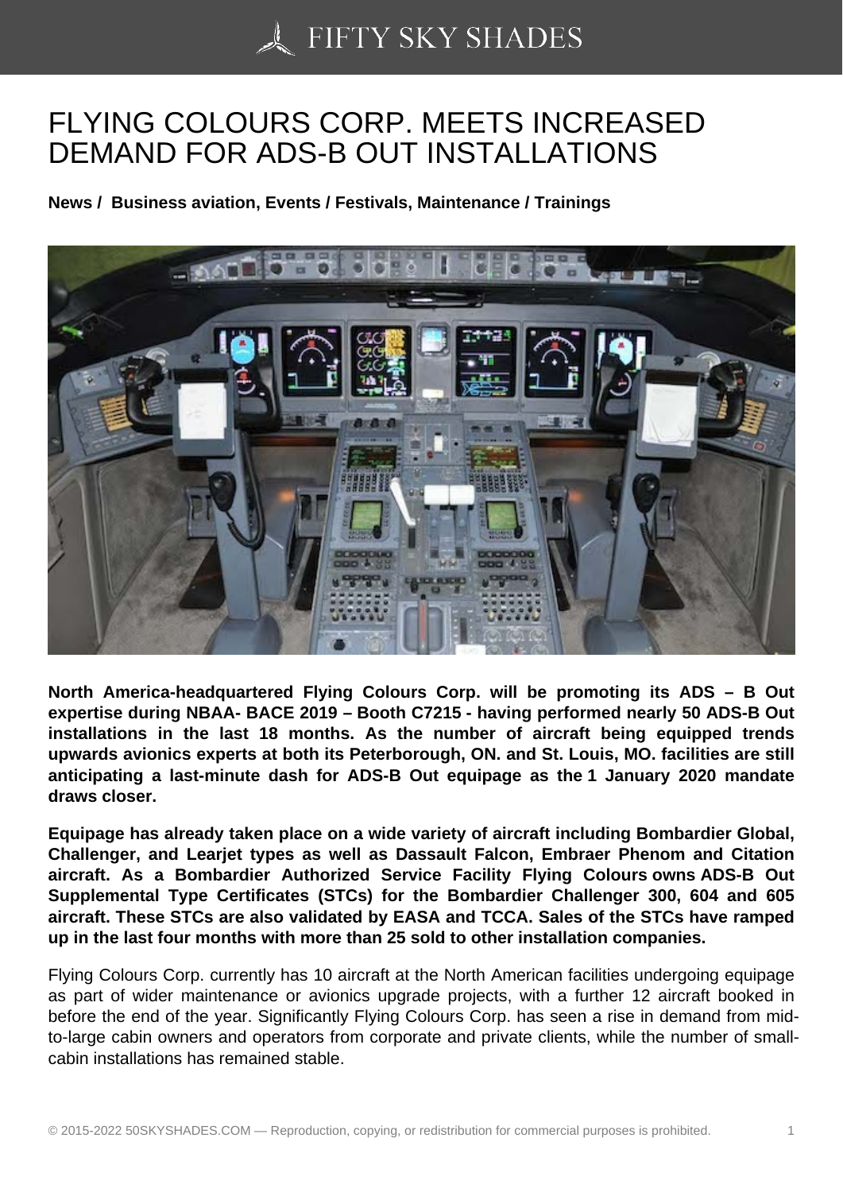# FLYING COLOURS CORP. MEETS INCREASED DEMAND FOR ADS-B OUT INSTALLATIONS

**News / Business aviation, Events / Festivals, Maintenance / Trainings**

**North America-headquartered Flying Colours Corp. will be promoting its ADS – B Out expertise during NBAA- BACE 2019 – Booth C7215 - having performed nearly 50 ADS-B Out installations in the last 18 months. As the number of aircraft being equipped trends upwards avionics experts at both its Peterborough, ON. and St. Louis, MO. facilities are still anticipating a last-minute dash for ADS-B Out equipage as the 1 January 2020 mandate draws closer.**

**Equipage has already taken place on a wide variety of aircraft including Bombardier Global, Challenger, and Learjet types as well as Dassault Falcon, Embraer Phenom and Citation aircraft. As a Bombardier Authorized Service Facility Flying Colours owns ADS-B Out Supplemental Type Certificates (STCs) for the Bombardier Challenger 300, 604 and 605 aircraft. These STCs are also validated by EASA and TCCA. Sales of the STCs have ramped up in the last four months with more than 25 sold to other installation companies.**

Flying Colours Corp. currently has 10 aircraft at the North American facilities undergoing equipage as part of wider maintenance or avionics upgrade projects, with a further 12 aircraft booked in before the end of the year. Significantly Flying Colours Corp. has seen a rise in demand from mid-to-large cabin owners and operators from corporate and private clients, while the number of small-cabin installations has remained stable.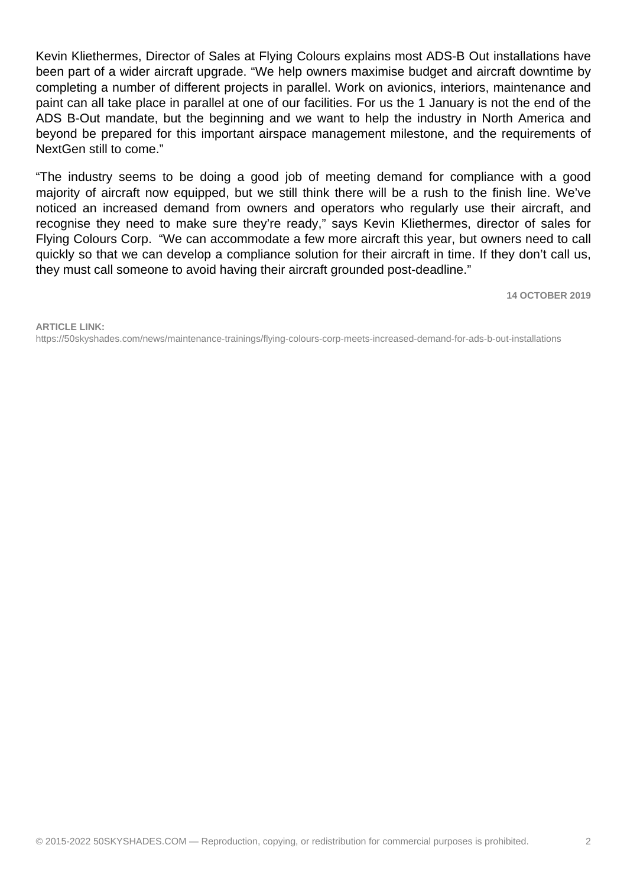Kevin Kliethermes, Director of Sales at Flying Colours explains most ADS-B Out installations have been part of a wider aircraft upgrade. “We help owners maximise budget and aircraft downtime by completing a number of different projects in parallel. Work on avionics, interiors, maintenance and paint can all take place in parallel at one of our facilities. For us the 1 January is not the end of the ADS B-Out mandate, but the beginning and we want to help the industry in North America and beyond be prepared for this important airspace management milestone, and the requirements of NextGen still to come.”

“The industry seems to be doing a good job of meeting demand for compliance with a good majority of aircraft now equipped, but we still think there will be a rush to the finish line. We’ve noticed an increased demand from owners and operators who regularly use their aircraft, and recognise they need to make sure they’re ready,” says Kevin Kliethermes, director of sales for Flying Colours Corp. “We can accommodate a few more aircraft this year, but owners need to call quickly so that we can develop a compliance solution for their aircraft in time. If they don’t call us, they must call someone to avoid having their aircraft grounded post-deadline.”

**14 OCTOBER 2019**

**ARTICLE LINK:**
https://50skyshades.com/news/maintenance-trainings/flying-colours-corp-meets-increased-demand-for-ads-b-out-installations